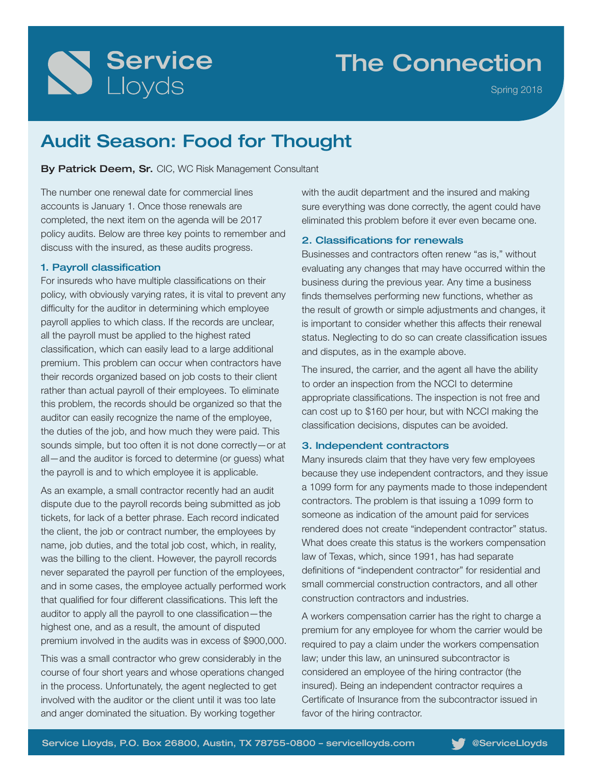# Service Lloyds — The Connection

Spring 2018

## Audit Season: Food for Thought

**By Patrick Deem, Sr.** CIC, WC Risk Management Consultant

The number one renewal date for commercial lines accounts is January 1. Once those renewals are completed, the next item on the agenda will be 2017 policy audits. Below are three key points to remember and discuss with the insured, as these audits progress.

### 1. Payroll classification

For insureds who have multiple classifications on their policy, with obviously varying rates, it is vital to prevent any difficulty for the auditor in determining which employee payroll applies to which class. If the records are unclear, all the payroll must be applied to the highest rated classification, which can easily lead to a large additional premium. This problem can occur when contractors have their records organized based on job costs to their client rather than actual payroll of their employees. To eliminate this problem, the records should be organized so that the auditor can easily recognize the name of the employee, the duties of the job, and how much they were paid. This sounds simple, but too often it is not done correctly—or at all—and the auditor is forced to determine (or guess) what the payroll is and to which employee it is applicable.

As an example, a small contractor recently had an audit dispute due to the payroll records being submitted as job tickets, for lack of a better phrase. Each record indicated the client, the job or contract number, the employees by name, job duties, and the total job cost, which, in reality, was the billing to the client. However, the payroll records never separated the payroll per function of the employees, and in some cases, the employee actually performed work that qualified for four different classifications. This left the auditor to apply all the payroll to one classification—the highest one, and as a result, the amount of disputed premium involved in the audits was in excess of $900,000.

This was a small contractor who grew considerably in the course of four short years and whose operations changed in the process. Unfortunately, the agent neglected to get involved with the auditor or the client until it was too late and anger dominated the situation. By working together with the audit department and the insured and making sure everything was done correctly, the agent could have eliminated this problem before it ever even became one.

### 2. Classifications for renewals

Businesses and contractors often renew "as is," without evaluating any changes that may have occurred within the business during the previous year. Any time a business finds themselves performing new functions, whether as the result of growth or simple adjustments and changes, it is important to consider whether this affects their renewal status. Neglecting to do so can create classification issues and disputes, as in the example above.

The insured, the carrier, and the agent all have the ability to order an inspection from the NCCI to determine appropriate classifications. The inspection is not free and can cost up to $160 per hour, but with NCCI making the classification decisions, disputes can be avoided.

### 3. Independent contractors

Many insureds claim that they have very few employees because they use independent contractors, and they issue a 1099 form for any payments made to those independent contractors. The problem is that issuing a 1099 form to someone as indication of the amount paid for services rendered does not create "independent contractor" status. What does create this status is the workers compensation law of Texas, which, since 1991, has had separate definitions of "independent contractor" for residential and small commercial construction contractors, and all other construction contractors and industries.

A workers compensation carrier has the right to charge a premium for any employee for whom the carrier would be required to pay a claim under the workers compensation law; under this law, an uninsured subcontractor is considered an employee of the hiring contractor (the insured). Being an independent contractor requires a Certificate of Insurance from the subcontractor issued in favor of the hiring contractor.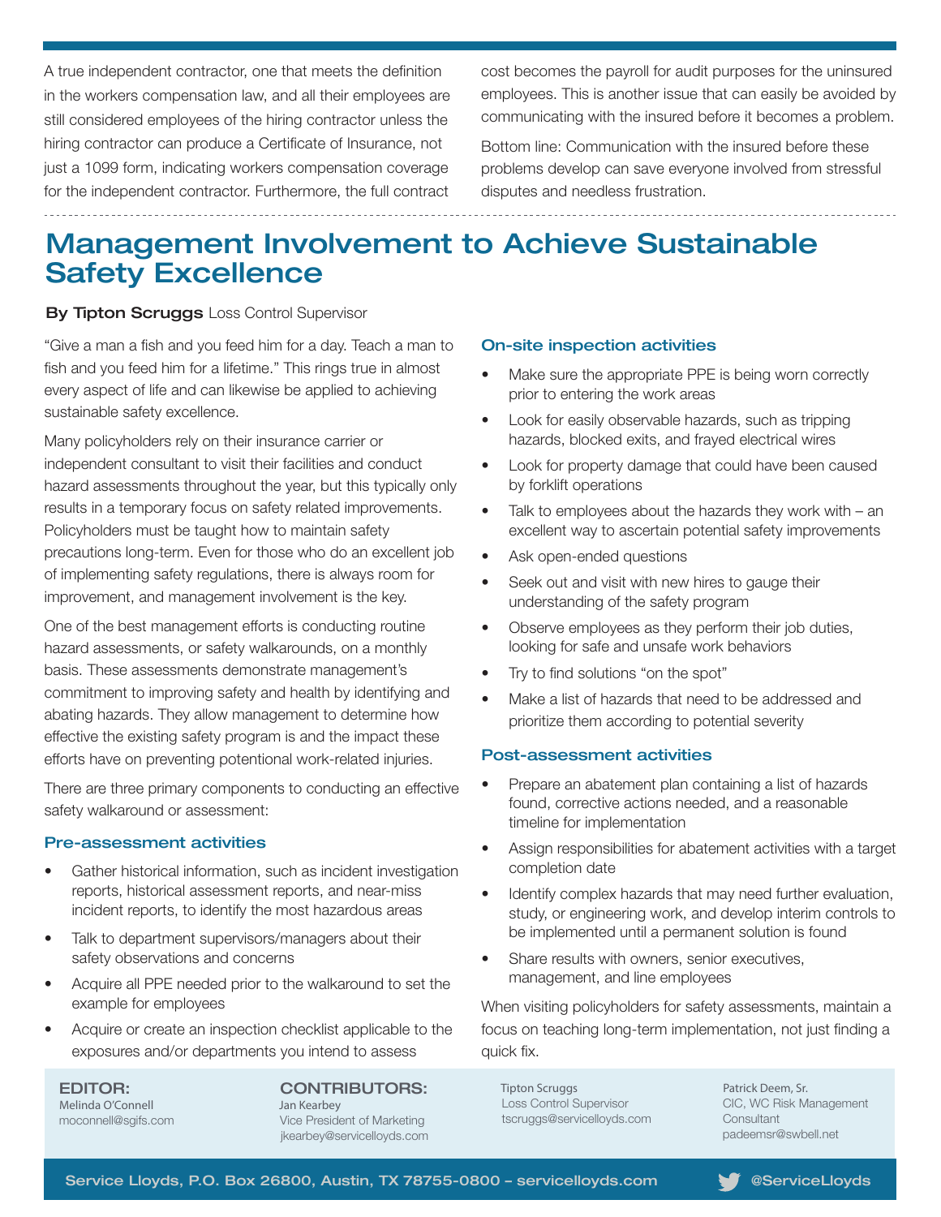A true independent contractor, one that meets the definition in the workers compensation law, and all their employees are still considered employees of the hiring contractor unless the hiring contractor can produce a Certificate of Insurance, not just a 1099 form, indicating workers compensation coverage for the independent contractor. Furthermore, the full contract cost becomes the payroll for audit purposes for the uninsured employees. This is another issue that can easily be avoided by communicating with the insured before it becomes a problem.

Bottom line: Communication with the insured before these problems develop can save everyone involved from stressful disputes and needless frustration.

# Management Involvement to Achieve Sustainable Safety Excellence

**By Tipton Scruggs** Loss Control Supervisor

"Give a man a fish and you feed him for a day. Teach a man to fish and you feed him for a lifetime." This rings true in almost every aspect of life and can likewise be applied to achieving sustainable safety excellence.

Many policyholders rely on their insurance carrier or independent consultant to visit their facilities and conduct hazard assessments throughout the year, but this typically only results in a temporary focus on safety related improvements. Policyholders must be taught how to maintain safety precautions long-term. Even for those who do an excellent job of implementing safety regulations, there is always room for improvement, and management involvement is the key.

One of the best management efforts is conducting routine hazard assessments, or safety walkarounds, on a monthly basis. These assessments demonstrate management's commitment to improving safety and health by identifying and abating hazards. They allow management to determine how effective the existing safety program is and the impact these efforts have on preventing potentional work-related injuries.

There are three primary components to conducting an effective safety walkaround or assessment:

### Pre-assessment activities

- Gather historical information, such as incident investigation reports, historical assessment reports, and near-miss incident reports, to identify the most hazardous areas
- Talk to department supervisors/managers about their safety observations and concerns
- Acquire all PPE needed prior to the walkaround to set the example for employees
- Acquire or create an inspection checklist applicable to the exposures and/or departments you intend to assess

### On-site inspection activities

- Make sure the appropriate PPE is being worn correctly prior to entering the work areas
- Look for easily observable hazards, such as tripping hazards, blocked exits, and frayed electrical wires
- Look for property damage that could have been caused by forklift operations
- Talk to employees about the hazards they work with – an excellent way to ascertain potential safety improvements
- Ask open-ended questions
- Seek out and visit with new hires to gauge their understanding of the safety program
- Observe employees as they perform their job duties, looking for safe and unsafe work behaviors
- Try to find solutions "on the spot"
- Make a list of hazards that need to be addressed and prioritize them according to potential severity

### Post-assessment activities

- Prepare an abatement plan containing a list of hazards found, corrective actions needed, and a reasonable timeline for implementation
- Assign responsibilities for abatement activities with a target completion date
- Identify complex hazards that may need further evaluation, study, or engineering work, and develop interim controls to be implemented until a permanent solution is found
- Share results with owners, senior executives, management, and line employees

When visiting policyholders for safety assessments, maintain a focus on teaching long-term implementation, not just finding a quick fix.

**EDITOR:**
Melinda O'Connell
moconnell@sgifs.com

**CONTRIBUTORS:**
Jan Kearbey
Vice President of Marketing
jkearbey@servicelloyds.com

Tipton Scruggs
Loss Control Supervisor
tscruggs@servicelloyds.com

Patrick Deem, Sr.
CIC, WC Risk Management Consultant
padeemsr@swbell.net

Service Lloyds, P.O. Box 26800, Austin, TX 78755-0800 – servicelloyds.com    @ServiceLloyds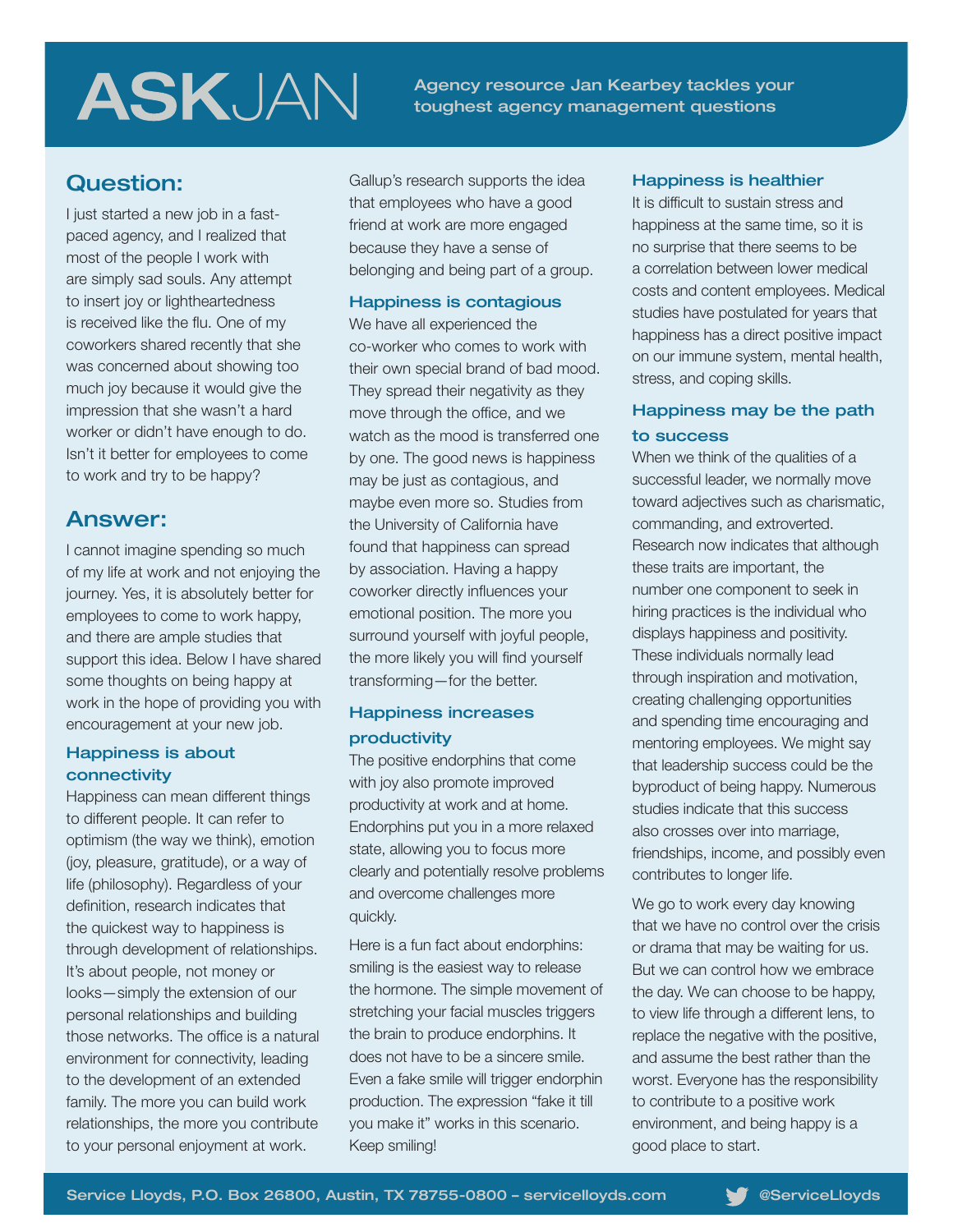# ASKJAN

Agency resource Jan Kearbey tackles your toughest agency management questions

## Question:

I just started a new job in a fast-paced agency, and I realized that most of the people I work with are simply sad souls. Any attempt to insert joy or lightheartedness is received like the flu. One of my coworkers shared recently that she was concerned about showing too much joy because it would give the impression that she wasn't a hard worker or didn't have enough to do. Isn't it better for employees to come to work and try to be happy?

## Answer:

I cannot imagine spending so much of my life at work and not enjoying the journey. Yes, it is absolutely better for employees to come to work happy, and there are ample studies that support this idea. Below I have shared some thoughts on being happy at work in the hope of providing you with encouragement at your new job.

### Happiness is about connectivity

Happiness can mean different things to different people. It can refer to optimism (the way we think), emotion (joy, pleasure, gratitude), or a way of life (philosophy). Regardless of your definition, research indicates that the quickest way to happiness is through development of relationships. It's about people, not money or looks—simply the extension of our personal relationships and building those networks. The office is a natural environment for connectivity, leading to the development of an extended family. The more you can build work relationships, the more you contribute to your personal enjoyment at work. Gallup's research supports the idea that employees who have a good friend at work are more engaged because they have a sense of belonging and being part of a group.

### Happiness is contagious

We have all experienced the co-worker who comes to work with their own special brand of bad mood. They spread their negativity as they move through the office, and we watch as the mood is transferred one by one. The good news is happiness may be just as contagious, and maybe even more so. Studies from the University of California have found that happiness can spread by association. Having a happy coworker directly influences your emotional position. The more you surround yourself with joyful people, the more likely you will find yourself transforming—for the better.

### Happiness increases productivity

The positive endorphins that come with joy also promote improved productivity at work and at home. Endorphins put you in a more relaxed state, allowing you to focus more clearly and potentially resolve problems and overcome challenges more quickly.

Here is a fun fact about endorphins: smiling is the easiest way to release the hormone. The simple movement of stretching your facial muscles triggers the brain to produce endorphins. It does not have to be a sincere smile. Even a fake smile will trigger endorphin production. The expression "fake it till you make it" works in this scenario. Keep smiling!

### Happiness is healthier

It is difficult to sustain stress and happiness at the same time, so it is no surprise that there seems to be a correlation between lower medical costs and content employees. Medical studies have postulated for years that happiness has a direct positive impact on our immune system, mental health, stress, and coping skills.

### Happiness may be the path to success

When we think of the qualities of a successful leader, we normally move toward adjectives such as charismatic, commanding, and extroverted. Research now indicates that although these traits are important, the number one component to seek in hiring practices is the individual who displays happiness and positivity. These individuals normally lead through inspiration and motivation, creating challenging opportunities and spending time encouraging and mentoring employees. We might say that leadership success could be the byproduct of being happy. Numerous studies indicate that this success also crosses over into marriage, friendships, income, and possibly even contributes to longer life.

We go to work every day knowing that we have no control over the crisis or drama that may be waiting for us. But we can control how we embrace the day. We can choose to be happy, to view life through a different lens, to replace the negative with the positive, and assume the best rather than the worst. Everyone has the responsibility to contribute to a positive work environment, and being happy is a good place to start.

Service Lloyds, P.O. Box 26800, Austin, TX 78755-0800 – servicelloyds.com @ServiceLloyds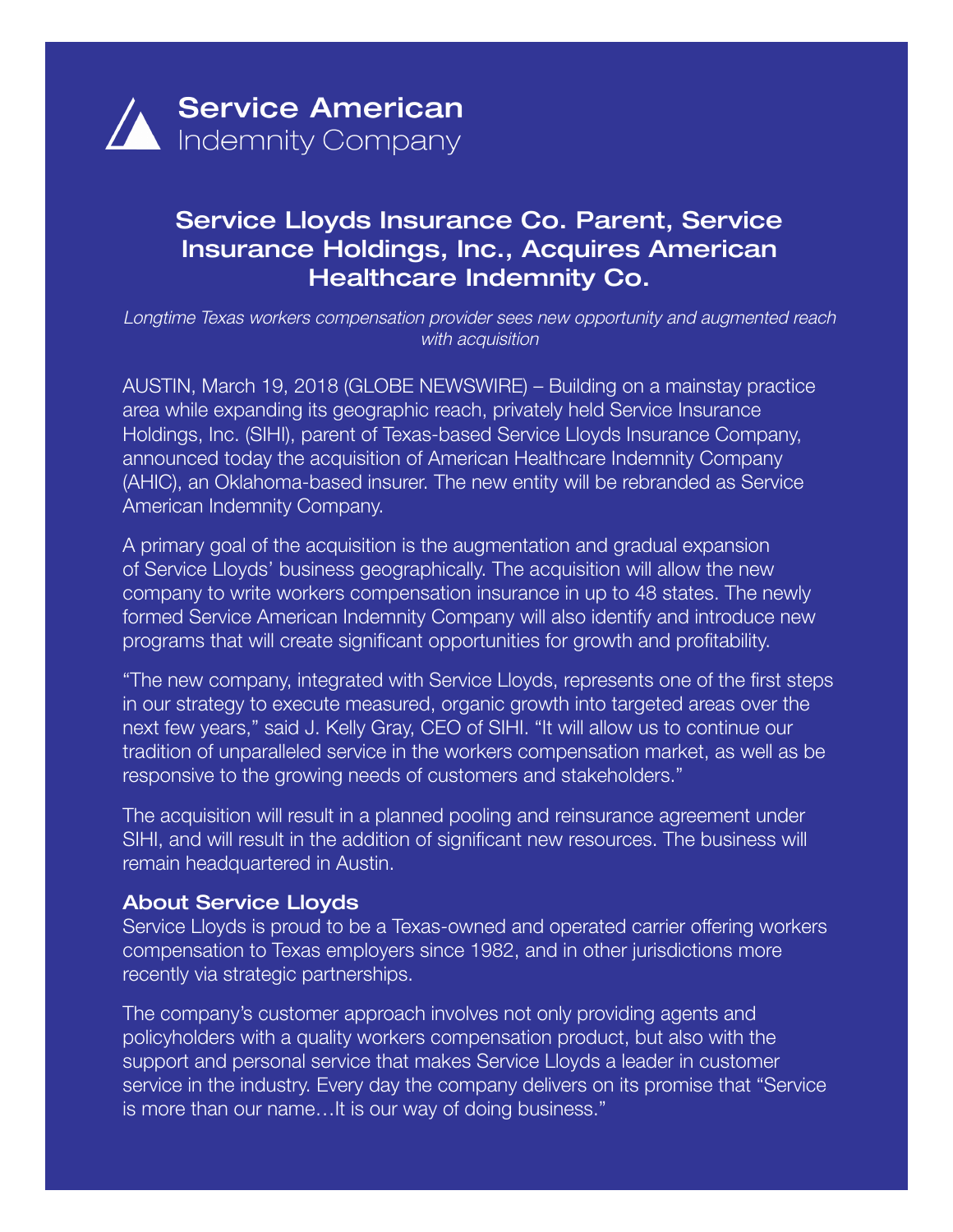**Service American**
Indemnity Company

# Service Lloyds Insurance Co. Parent, Service Insurance Holdings, Inc., Acquires American Healthcare Indemnity Co.

*Longtime Texas workers compensation provider sees new opportunity and augmented reach with acquisition*

AUSTIN, March 19, 2018 (GLOBE NEWSWIRE) – Building on a mainstay practice area while expanding its geographic reach, privately held Service Insurance Holdings, Inc. (SIHI), parent of Texas-based Service Lloyds Insurance Company, announced today the acquisition of American Healthcare Indemnity Company (AHIC), an Oklahoma-based insurer. The new entity will be rebranded as Service American Indemnity Company.

A primary goal of the acquisition is the augmentation and gradual expansion of Service Lloyds' business geographically. The acquisition will allow the new company to write workers compensation insurance in up to 48 states. The newly formed Service American Indemnity Company will also identify and introduce new programs that will create significant opportunities for growth and profitability.

"The new company, integrated with Service Lloyds, represents one of the first steps in our strategy to execute measured, organic growth into targeted areas over the next few years," said J. Kelly Gray, CEO of SIHI. "It will allow us to continue our tradition of unparalleled service in the workers compensation market, as well as be responsive to the growing needs of customers and stakeholders."

The acquisition will result in a planned pooling and reinsurance agreement under SIHI, and will result in the addition of significant new resources. The business will remain headquartered in Austin.

### About Service Lloyds

Service Lloyds is proud to be a Texas-owned and operated carrier offering workers compensation to Texas employers since 1982, and in other jurisdictions more recently via strategic partnerships.

The company's customer approach involves not only providing agents and policyholders with a quality workers compensation product, but also with the support and personal service that makes Service Lloyds a leader in customer service in the industry. Every day the company delivers on its promise that "Service is more than our name…It is our way of doing business."